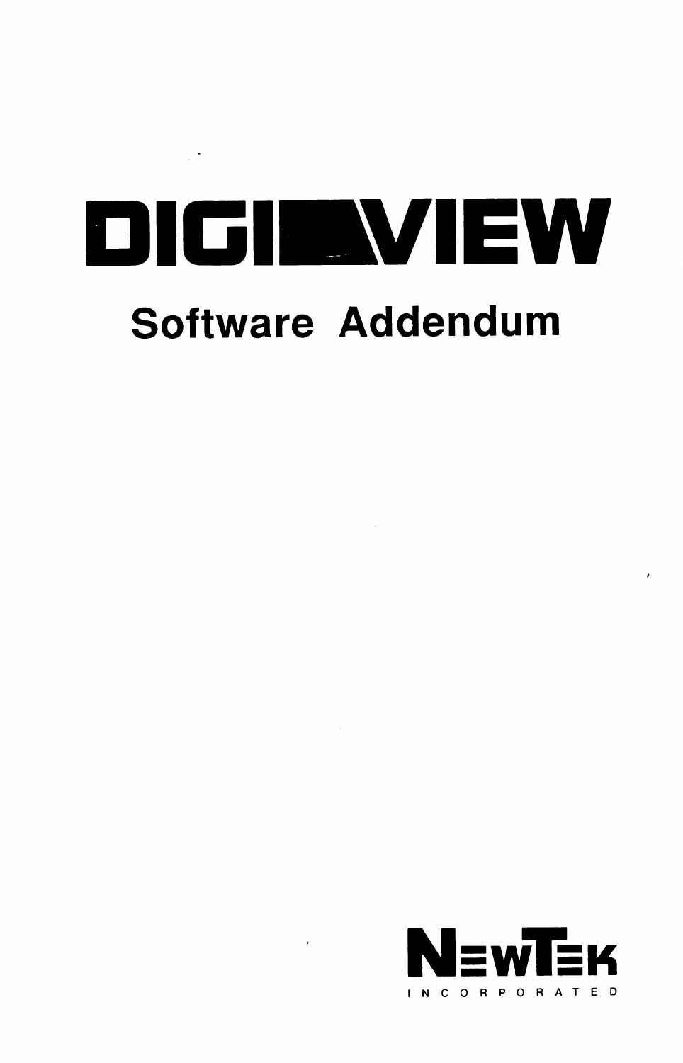# DIGI-VIEW

## Software Addendum

NEWTEK
INCORPORATED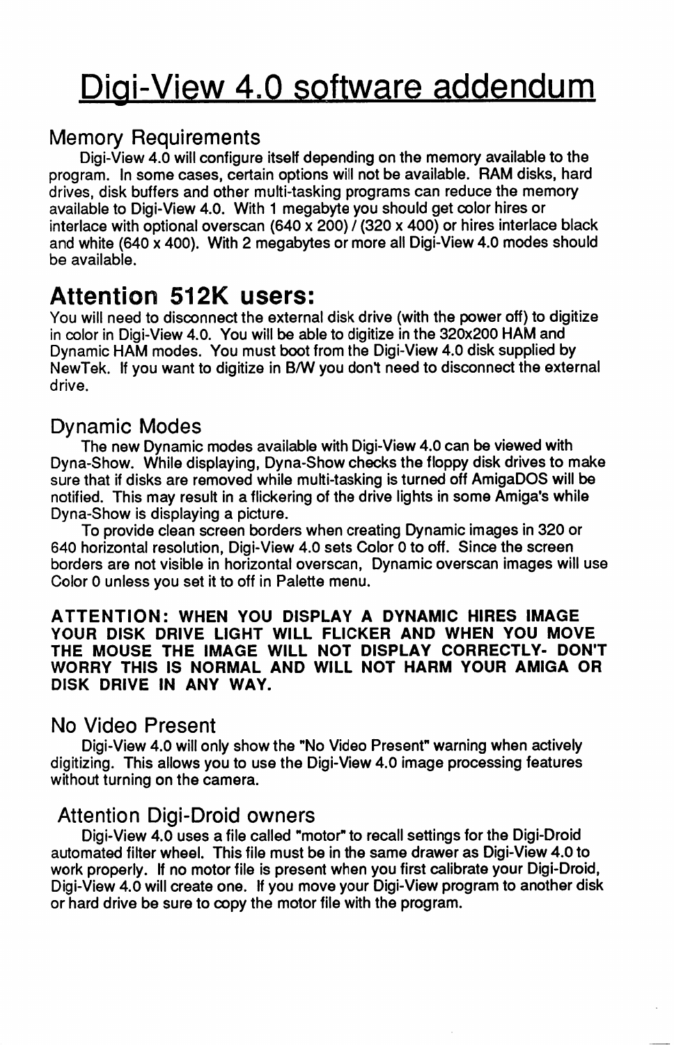# Digi-View 4.0 software addendum

## Memory Requirements

Digi-View 4.0 will configure itself depending on the memory available to the program. In some cases, certain options will not be available. RAM disks, hard drives, disk buffers and other multi-tasking programs can reduce the memory available to Digi-View 4.0. With 1 megabyte you should get color hires or interlace with optional overscan (640 x 200) / (320 x 400) or hires interlace black and white (640 x 400). With 2 megabytes or more all Digi-View 4.0 modes should be available.

## Attention 512K users:

You will need to disconnect the external disk drive (with the power off) to digitize in color in Digi-View 4.0. You will be able to digitize in the 320x200 HAM and Dynamic HAM modes. You must boot from the Digi-View 4.0 disk supplied by NewTek. If you want to digitize in B/W you don't need to disconnect the external drive.

## Dynamic Modes

The new Dynamic modes available with Digi-View 4.0 can be viewed with Dyna-Show. While displaying, Dyna-Show checks the floppy disk drives to make sure that if disks are removed while multi-tasking is turned off AmigaDOS will be notified. This may result in a flickering of the drive lights in some Amiga's while Dyna-Show is displaying a picture.

To provide clean screen borders when creating Dynamic images in 320 or 640 horizontal resolution, Digi-View 4.0 sets Color 0 to off. Since the screen borders are not visible in horizontal overscan, Dynamic overscan images will use Color 0 unless you set it to off in Palette menu.

**ATTENTION: WHEN YOU DISPLAY A DYNAMIC HIRES IMAGE YOUR DISK DRIVE LIGHT WILL FLICKER AND WHEN YOU MOVE THE MOUSE THE IMAGE WILL NOT DISPLAY CORRECTLY- DON'T WORRY THIS IS NORMAL AND WILL NOT HARM YOUR AMIGA OR DISK DRIVE IN ANY WAY.**

## No Video Present

Digi-View 4.0 will only show the "No Video Present" warning when actively digitizing. This allows you to use the Digi-View 4.0 image processing features without turning on the camera.

## Attention Digi-Droid owners

Digi-View 4.0 uses a file called "motor" to recall settings for the Digi-Droid automated filter wheel. This file must be in the same drawer as Digi-View 4.0 to work properly. If no motor file is present when you first calibrate your Digi-Droid, Digi-View 4.0 will create one. If you move your Digi-View program to another disk or hard drive be sure to copy the motor file with the program.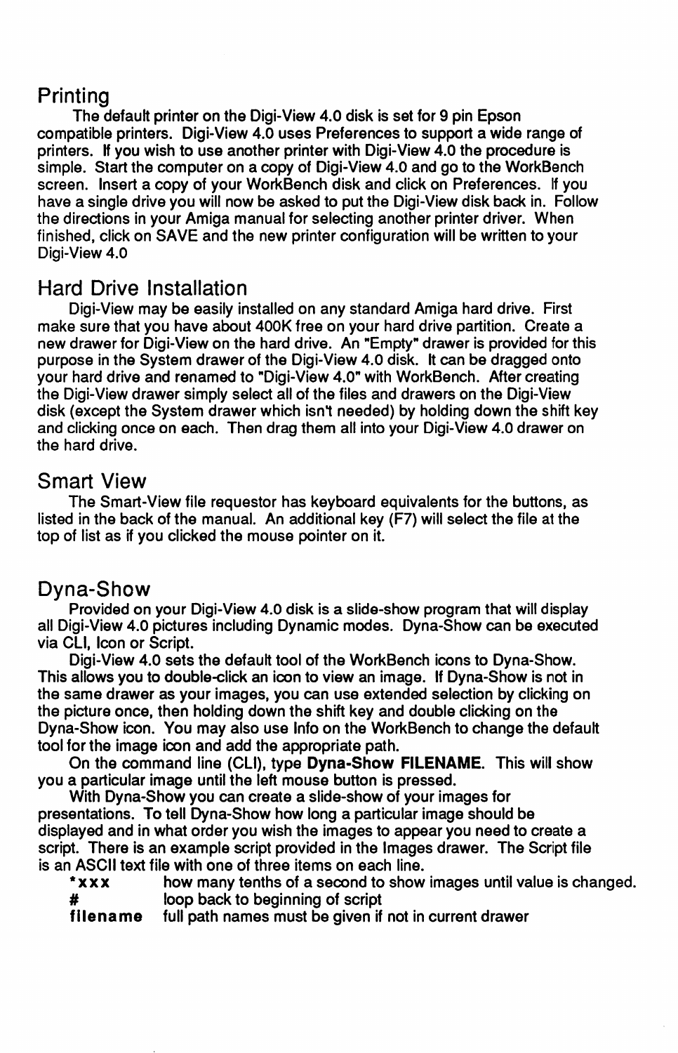## Printing

The default printer on the Digi-View 4.0 disk is set for 9 pin Epson compatible printers. Digi-View 4.0 uses Preferences to support a wide range of printers. If you wish to use another printer with Digi-View 4.0 the procedure is simple. Start the computer on a copy of Digi-View 4.0 and go to the WorkBench screen. Insert a copy of your WorkBench disk and click on Preferences. If you have a single drive you will now be asked to put the Digi-View disk back in. Follow the directions in your Amiga manual for selecting another printer driver. When finished, click on SAVE and the new printer configuration will be written to your Digi-View 4.0

## Hard Drive Installation

Digi-View may be easily installed on any standard Amiga hard drive. First make sure that you have about 400K free on your hard drive partition. Create a new drawer for Digi-View on the hard drive. An "Empty" drawer is provided for this purpose in the System drawer of the Digi-View 4.0 disk. It can be dragged onto your hard drive and renamed to "Digi-View 4.0" with WorkBench. After creating the Digi-View drawer simply select all of the files and drawers on the Digi-View disk (except the System drawer which isn't needed) by holding down the shift key and clicking once on each. Then drag them all into your Digi-View 4.0 drawer on the hard drive.

## Smart View

The Smart-View file requestor has keyboard equivalents for the buttons, as listed in the back of the manual. An additional key (F7) will select the file at the top of list as if you clicked the mouse pointer on it.

## Dyna-Show

Provided on your Digi-View 4.0 disk is a slide-show program that will display all Digi-View 4.0 pictures including Dynamic modes. Dyna-Show can be executed via CLI, Icon or Script.

Digi-View 4.0 sets the default tool of the WorkBench icons to Dyna-Show. This allows you to double-click an icon to view an image. If Dyna-Show is not in the same drawer as your images, you can use extended selection by clicking on the picture once, then holding down the shift key and double clicking on the Dyna-Show icon. You may also use Info on the WorkBench to change the default tool for the image icon and add the appropriate path.

On the command line (CLI), type **Dyna-Show FILENAME**. This will show you a particular image until the left mouse button is pressed.

With Dyna-Show you can create a slide-show of your images for presentations. To tell Dyna-Show how long a particular image should be displayed and in what order you wish the images to appear you need to create a script. There is an example script provided in the Images drawer. The Script file is an ASCII text file with one of three items on each line.

| | |
|---|---|
| ***xxx** | how many tenths of a second to show images until value is changed. |
| **#** | loop back to beginning of script |
| **filename** | full path names must be given if not in current drawer |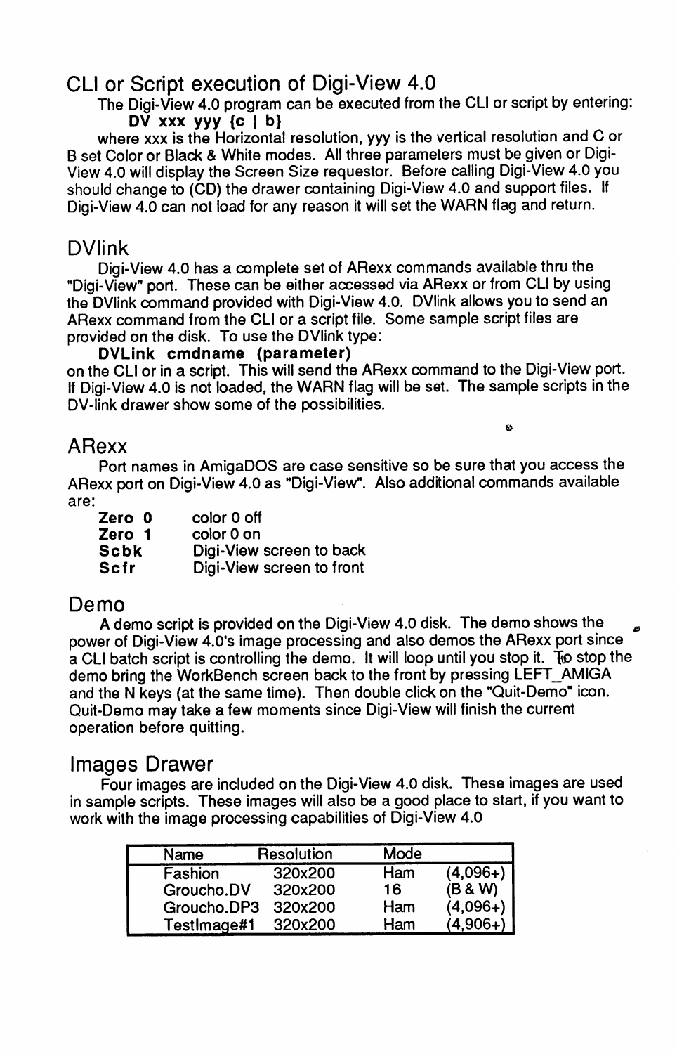## CLI or Script execution of Digi-View 4.0

The Digi-View 4.0 program can be executed from the CLI or script by entering:

**DV xxx yyy {c | b}**

where xxx is the Horizontal resolution, yyy is the vertical resolution and C or B set Color or Black & White modes. All three parameters must be given or Digi-View 4.0 will display the Screen Size requestor. Before calling Digi-View 4.0 you should change to (CD) the drawer containing Digi-View 4.0 and support files. If Digi-View 4.0 can not load for any reason it will set the WARN flag and return.

## DVlink

Digi-View 4.0 has a complete set of ARexx commands available thru the "Digi-View" port. These can be either accessed via ARexx or from CLI by using the DVlink command provided with Digi-View 4.0. DVlink allows you to send an ARexx command from the CLI or a script file. Some sample script files are provided on the disk. To use the DVlink type:

**DVLink cmdname (parameter)**

on the CLI or in a script. This will send the ARexx command to the Digi-View port. If Digi-View 4.0 is not loaded, the WARN flag will be set. The sample scripts in the DV-link drawer show some of the possibilities.

## ARexx

Port names in AmigaDOS are case sensitive so be sure that you access the ARexx port on Digi-View 4.0 as "Digi-View". Also additional commands available are:

| | |
|---|---|
| **Zero 0** | color 0 off |
| **Zero 1** | color 0 on |
| **Scbk** | Digi-View screen to back |
| **Scfr** | Digi-View screen to front |

## Demo

A demo script is provided on the Digi-View 4.0 disk. The demo shows the power of Digi-View 4.0's image processing and also demos the ARexx port since a CLI batch script is controlling the demo. It will loop until you stop it. To stop the demo bring the WorkBench screen back to the front by pressing LEFT_AMIGA and the N keys (at the same time). Then double click on the "Quit-Demo" icon. Quit-Demo may take a few moments since Digi-View will finish the current operation before quitting.

## Images Drawer

Four images are included on the Digi-View 4.0 disk. These images are used in sample scripts. These images will also be a good place to start, if you want to work with the image processing capabilities of Digi-View 4.0

| Name | Resolution | Mode | |
|---|---|---|---|
| Fashion | 320x200 | Ham | (4,096+) |
| Groucho.DV | 320x200 | 16 | (B & W) |
| Groucho.DP3 | 320x200 | Ham | (4,096+) |
| TestImage#1 | 320x200 | Ham | (4,906+) |